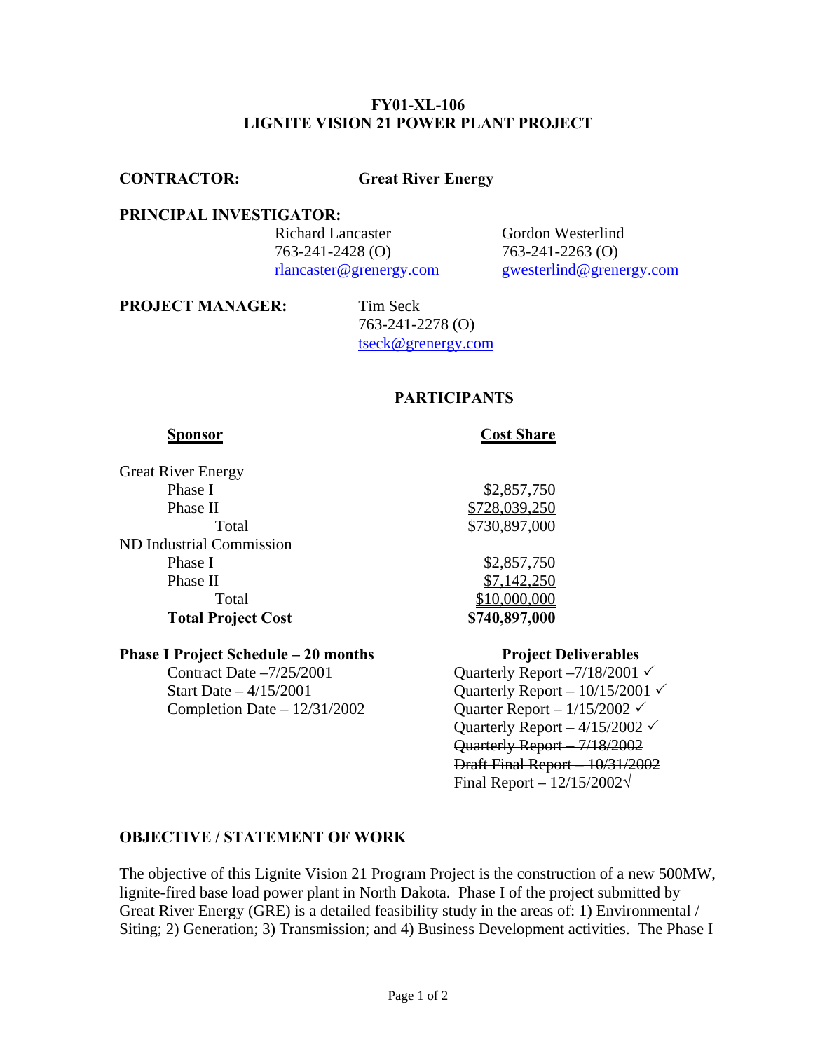**FY01-XL-106**
**LIGNITE VISION 21 POWER PLANT PROJECT**

**CONTRACTOR:** **Great River Energy**

**PRINCIPAL INVESTIGATOR:**

Richard Lancaster
763-241-2428 (O)
rlancaster@grenergy.com

Gordon Westerlind
763-241-2263 (O)
gwesterlind@grenergy.com

**PROJECT MANAGER:** Tim Seck
763-241-2278 (O)
tseck@grenergy.com

## PARTICIPANTS

| Sponsor | Cost Share |
|---|---|
| Great River Energy | |
| Phase I | $2,857,750 |
| Phase II | $728,039,250 |
| Total | $730,897,000 |
| ND Industrial Commission | |
| Phase I | $2,857,750 |
| Phase II | $7,142,250 |
| Total | $10,000,000 |
| **Total Project Cost** | **$740,897,000** |

**Phase I Project Schedule – 20 months**

- Contract Date –7/25/2001
- Start Date – 4/15/2001
- Completion Date – 12/31/2002

**Project Deliverables**

- Quarterly Report –7/18/2001 ✓
- Quarterly Report – 10/15/2001 ✓
- Quarter Report – 1/15/2002 ✓
- Quarterly Report – 4/15/2002 ✓
- ~~Quarterly Report – 7/18/2002~~
- ~~Draft Final Report – 10/31/2002~~
- Final Report – 12/15/2002√

## OBJECTIVE / STATEMENT OF WORK

The objective of this Lignite Vision 21 Program Project is the construction of a new 500MW, lignite-fired base load power plant in North Dakota. Phase I of the project submitted by Great River Energy (GRE) is a detailed feasibility study in the areas of: 1) Environmental / Siting; 2) Generation; 3) Transmission; and 4) Business Development activities. The Phase I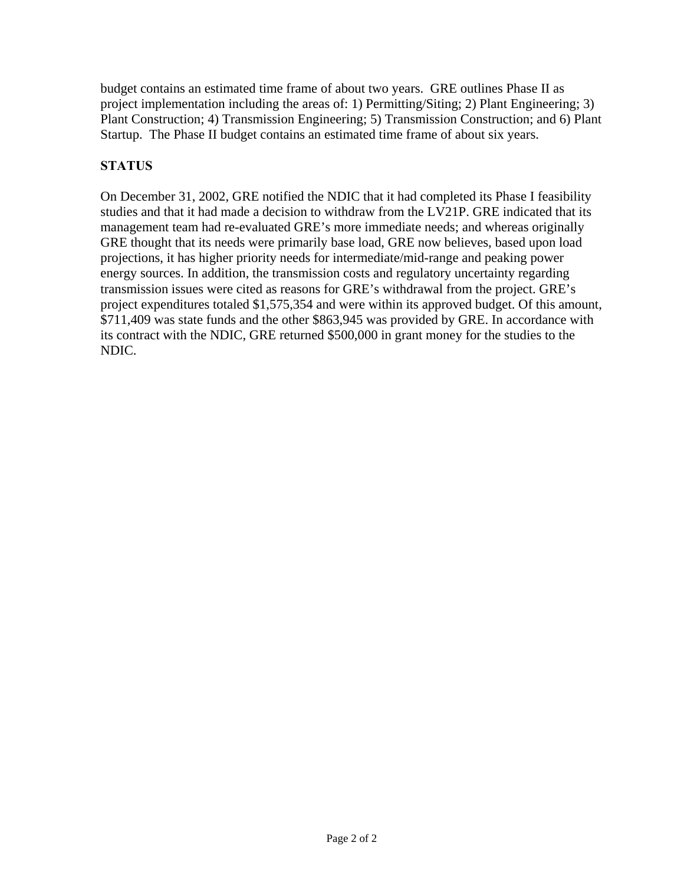budget contains an estimated time frame of about two years. GRE outlines Phase II as project implementation including the areas of: 1) Permitting/Siting; 2) Plant Engineering; 3) Plant Construction; 4) Transmission Engineering; 5) Transmission Construction; and 6) Plant Startup. The Phase II budget contains an estimated time frame of about six years.

## STATUS

On December 31, 2002, GRE notified the NDIC that it had completed its Phase I feasibility studies and that it had made a decision to withdraw from the LV21P. GRE indicated that its management team had re-evaluated GRE's more immediate needs; and whereas originally GRE thought that its needs were primarily base load, GRE now believes, based upon load projections, it has higher priority needs for intermediate/mid-range and peaking power energy sources. In addition, the transmission costs and regulatory uncertainty regarding transmission issues were cited as reasons for GRE's withdrawal from the project. GRE's project expenditures totaled $1,575,354 and were within its approved budget. Of this amount, $711,409 was state funds and the other $863,945 was provided by GRE. In accordance with its contract with the NDIC, GRE returned $500,000 in grant money for the studies to the NDIC.